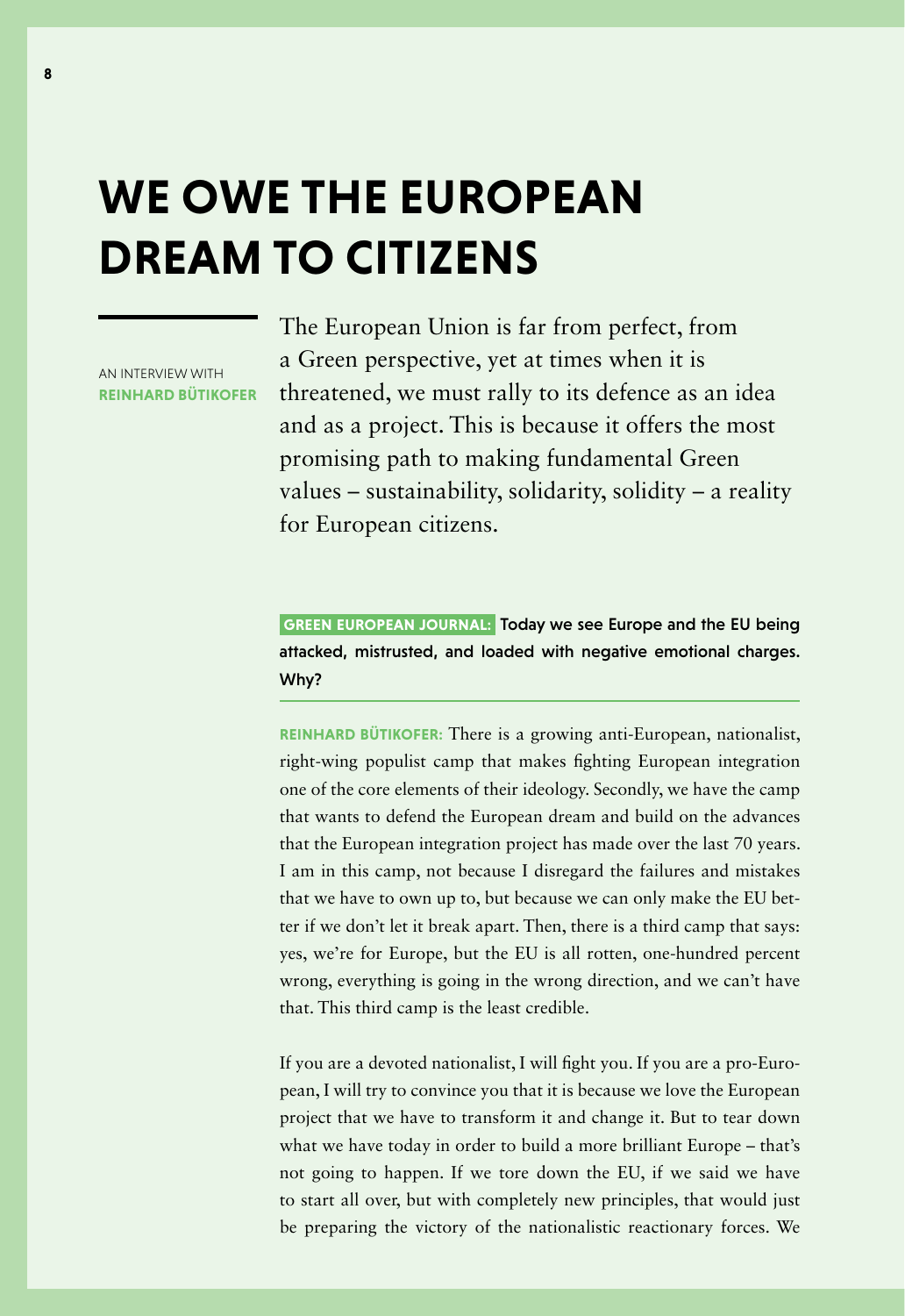# WE OWE THE EUROPEAN DREAM TO CITIZENS

AN INTERVIEW WITH
**REINHARD BÜTIKOFER**

The European Union is far from perfect, from a Green perspective, yet at times when it is threatened, we must rally to its defence as an idea and as a project. This is because it offers the most promising path to making fundamental Green values – sustainability, solidarity, solidity – a reality for European citizens.

**GREEN EUROPEAN JOURNAL: Today we see Europe and the EU being attacked, mistrusted, and loaded with negative emotional charges. Why?**

**REINHARD BÜTIKOFER:** There is a growing anti-European, nationalist, right-wing populist camp that makes fighting European integration one of the core elements of their ideology. Secondly, we have the camp that wants to defend the European dream and build on the advances that the European integration project has made over the last 70 years. I am in this camp, not because I disregard the failures and mistakes that we have to own up to, but because we can only make the EU better if we don't let it break apart. Then, there is a third camp that says: yes, we're for Europe, but the EU is all rotten, one-hundred percent wrong, everything is going in the wrong direction, and we can't have that. This third camp is the least credible.

If you are a devoted nationalist, I will fight you. If you are a pro-European, I will try to convince you that it is because we love the European project that we have to transform it and change it. But to tear down what we have today in order to build a more brilliant Europe – that's not going to happen. If we tore down the EU, if we said we have to start all over, but with completely new principles, that would just be preparing the victory of the nationalistic reactionary forces. We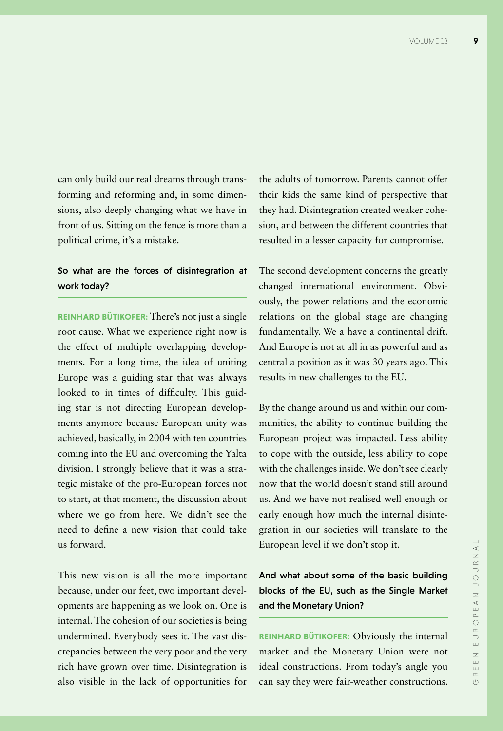can only build our real dreams through transforming and reforming and, in some dimensions, also deeply changing what we have in front of us. Sitting on the fence is more than a political crime, it's a mistake.

**So what are the forces of disintegration at work today?**

**REINHARD BÜTIKOFER:** There's not just a single root cause. What we experience right now is the effect of multiple overlapping developments. For a long time, the idea of uniting Europe was a guiding star that was always looked to in times of difficulty. This guiding star is not directing European developments anymore because European unity was achieved, basically, in 2004 with ten countries coming into the EU and overcoming the Yalta division. I strongly believe that it was a strategic mistake of the pro-European forces not to start, at that moment, the discussion about where we go from here. We didn't see the need to define a new vision that could take us forward.

This new vision is all the more important because, under our feet, two important developments are happening as we look on. One is internal. The cohesion of our societies is being undermined. Everybody sees it. The vast discrepancies between the very poor and the very rich have grown over time. Disintegration is also visible in the lack of opportunities for the adults of tomorrow. Parents cannot offer their kids the same kind of perspective that they had. Disintegration created weaker cohesion, and between the different countries that resulted in a lesser capacity for compromise.

The second development concerns the greatly changed international environment. Obviously, the power relations and the economic relations on the global stage are changing fundamentally. We a have a continental drift. And Europe is not at all in as powerful and as central a position as it was 30 years ago. This results in new challenges to the EU.

By the change around us and within our communities, the ability to continue building the European project was impacted. Less ability to cope with the outside, less ability to cope with the challenges inside. We don't see clearly now that the world doesn't stand still around us. And we have not realised well enough or early enough how much the internal disintegration in our societies will translate to the European level if we don't stop it.

**And what about some of the basic building blocks of the EU, such as the Single Market and the Monetary Union?**

**REINHARD BÜTIKOFER:** Obviously the internal market and the Monetary Union were not ideal constructions. From today's angle you can say they were fair-weather constructions.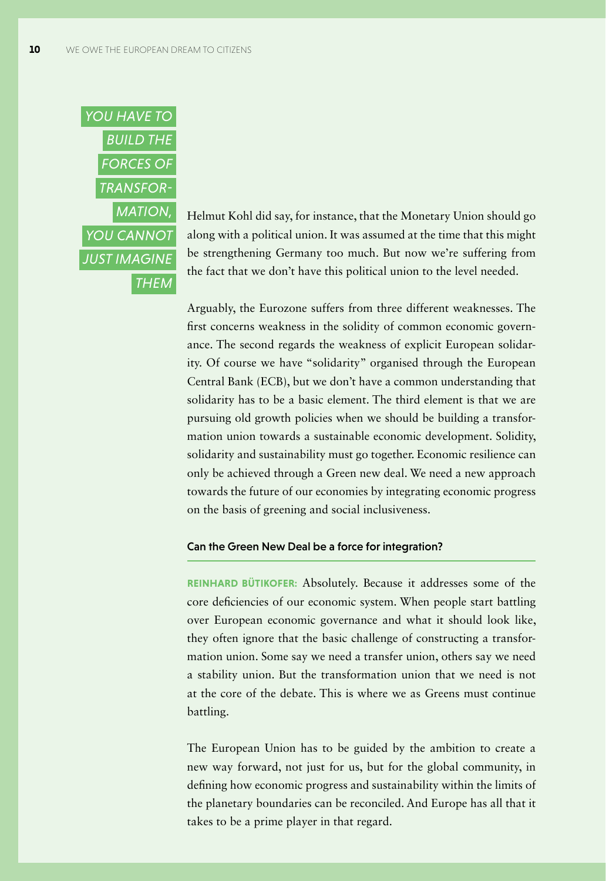*YOU HAVE TO BUILD THE FORCES OF TRANSFORMATION, YOU CANNOT JUST IMAGINE THEM*

Helmut Kohl did say, for instance, that the Monetary Union should go along with a political union. It was assumed at the time that this might be strengthening Germany too much. But now we're suffering from the fact that we don't have this political union to the level needed.

Arguably, the Eurozone suffers from three different weaknesses. The first concerns weakness in the solidity of common economic governance. The second regards the weakness of explicit European solidarity. Of course we have "solidarity" organised through the European Central Bank (ECB), but we don't have a common understanding that solidarity has to be a basic element. The third element is that we are pursuing old growth policies when we should be building a transformation union towards a sustainable economic development. Solidity, solidarity and sustainability must go together. Economic resilience can only be achieved through a Green new deal. We need a new approach towards the future of our economies by integrating economic progress on the basis of greening and social inclusiveness.

### Can the Green New Deal be a force for integration?

**REINHARD BÜTIKOFER:** Absolutely. Because it addresses some of the core deficiencies of our economic system. When people start battling over European economic governance and what it should look like, they often ignore that the basic challenge of constructing a transformation union. Some say we need a transfer union, others say we need a stability union. But the transformation union that we need is not at the core of the debate. This is where we as Greens must continue battling.

The European Union has to be guided by the ambition to create a new way forward, not just for us, but for the global community, in defining how economic progress and sustainability within the limits of the planetary boundaries can be reconciled. And Europe has all that it takes to be a prime player in that regard.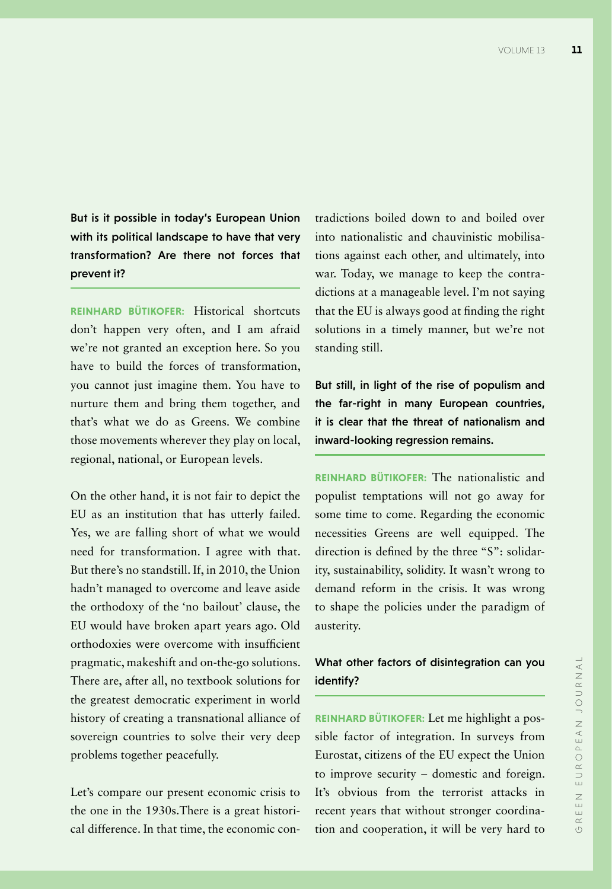**But is it possible in today's European Union with its political landscape to have that very transformation? Are there not forces that prevent it?**

**REINHARD BÜTIKOFER:** Historical shortcuts don't happen very often, and I am afraid we're not granted an exception here. So you have to build the forces of transformation, you cannot just imagine them. You have to nurture them and bring them together, and that's what we do as Greens. We combine those movements wherever they play on local, regional, national, or European levels.

On the other hand, it is not fair to depict the EU as an institution that has utterly failed. Yes, we are falling short of what we would need for transformation. I agree with that. But there's no standstill. If, in 2010, the Union hadn't managed to overcome and leave aside the orthodoxy of the 'no bailout' clause, the EU would have broken apart years ago. Old orthodoxies were overcome with insufficient pragmatic, makeshift and on-the-go solutions. There are, after all, no textbook solutions for the greatest democratic experiment in world history of creating a transnational alliance of sovereign countries to solve their very deep problems together peacefully.

Let's compare our present economic crisis to the one in the 1930s.There is a great historical difference. In that time, the economic contradictions boiled down to and boiled over into nationalistic and chauvinistic mobilisations against each other, and ultimately, into war. Today, we manage to keep the contradictions at a manageable level. I'm not saying that the EU is always good at finding the right solutions in a timely manner, but we're not standing still.

**But still, in light of the rise of populism and the far-right in many European countries, it is clear that the threat of nationalism and inward-looking regression remains.**

**REINHARD BÜTIKOFER:** The nationalistic and populist temptations will not go away for some time to come. Regarding the economic necessities Greens are well equipped. The direction is defined by the three "S": solidarity, sustainability, solidity. It wasn't wrong to demand reform in the crisis. It was wrong to shape the policies under the paradigm of austerity.

**What other factors of disintegration can you identify?**

**REINHARD BÜTIKOFER:** Let me highlight a possible factor of integration. In surveys from Eurostat, citizens of the EU expect the Union to improve security – domestic and foreign. It's obvious from the terrorist attacks in recent years that without stronger coordination and cooperation, it will be very hard to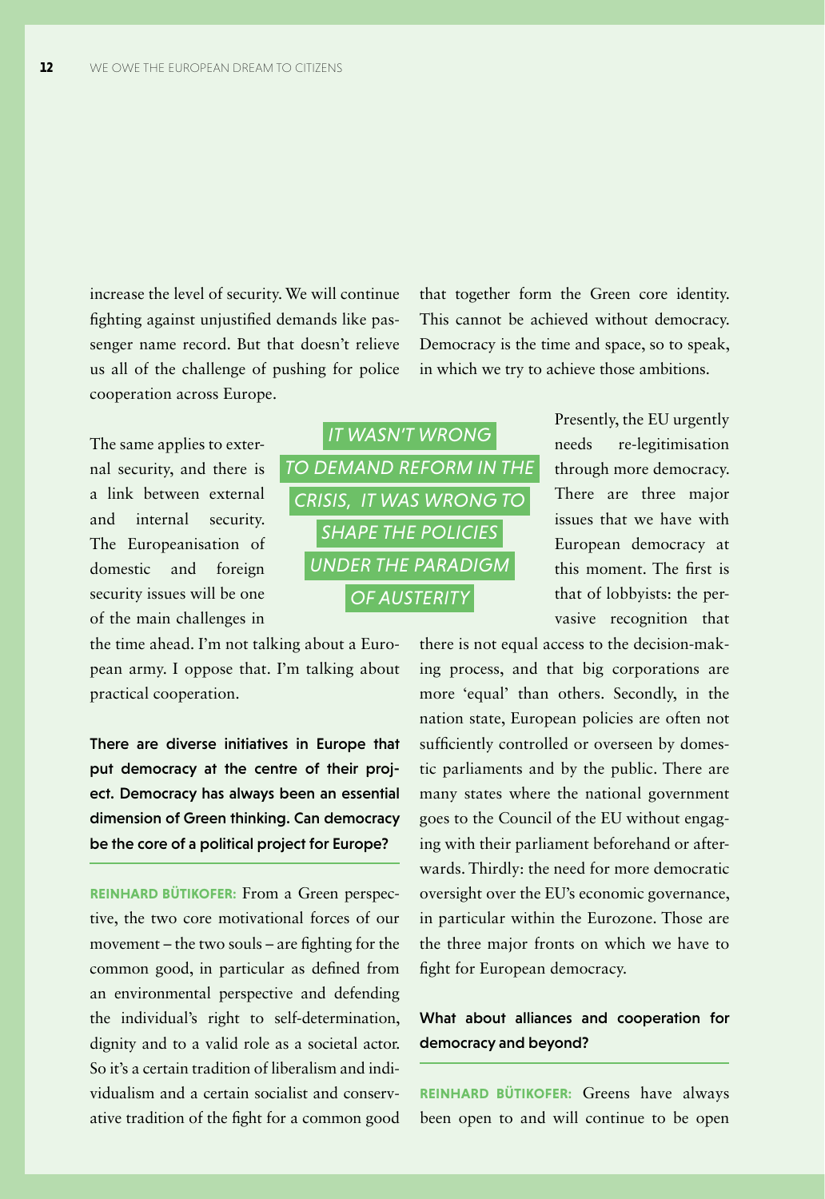increase the level of security. We will continue fighting against unjustified demands like passenger name record. But that doesn't relieve us all of the challenge of pushing for police cooperation across Europe.

The same applies to external security, and there is a link between external and internal security. The Europeanisation of domestic and foreign security issues will be one of the main challenges in the time ahead. I'm not talking about a European army. I oppose that. I'm talking about practical cooperation.

> *IT WASN'T WRONG TO DEMAND REFORM IN THE CRISIS, IT WAS WRONG TO SHAPE THE POLICIES UNDER THE PARADIGM OF AUSTERITY*

**There are diverse initiatives in Europe that put democracy at the centre of their project. Democracy has always been an essential dimension of Green thinking. Can democracy be the core of a political project for Europe?**

**REINHARD BÜTIKOFER:** From a Green perspective, the two core motivational forces of our movement – the two souls – are fighting for the common good, in particular as defined from an environmental perspective and defending the individual's right to self-determination, dignity and to a valid role as a societal actor. So it's a certain tradition of liberalism and individualism and a certain socialist and conservative tradition of the fight for a common good that together form the Green core identity. This cannot be achieved without democracy. Democracy is the time and space, so to speak, in which we try to achieve those ambitions.

Presently, the EU urgently needs re-legitimisation through more democracy. There are three major issues that we have with European democracy at this moment. The first is that of lobbyists: the pervasive recognition that there is not equal access to the decision-making process, and that big corporations are more 'equal' than others. Secondly, in the nation state, European policies are often not sufficiently controlled or overseen by domestic parliaments and by the public. There are many states where the national government goes to the Council of the EU without engaging with their parliament beforehand or afterwards. Thirdly: the need for more democratic oversight over the EU's economic governance, in particular within the Eurozone. Those are the three major fronts on which we have to fight for European democracy.

**What about alliances and cooperation for democracy and beyond?**

**REINHARD BÜTIKOFER:** Greens have always been open to and will continue to be open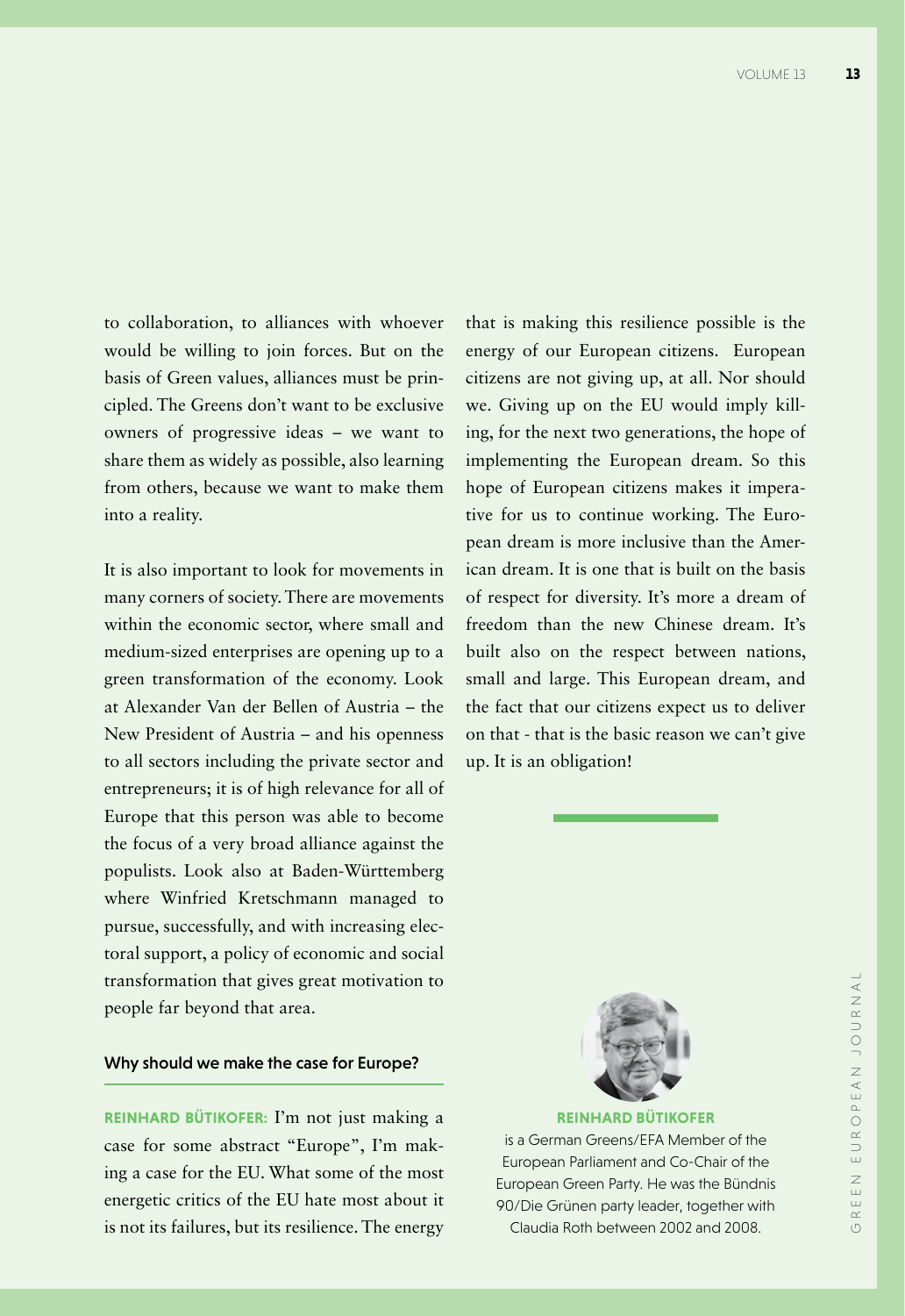to collaboration, to alliances with whoever would be willing to join forces. But on the basis of Green values, alliances must be principled. The Greens don't want to be exclusive owners of progressive ideas – we want to share them as widely as possible, also learning from others, because we want to make them into a reality.

It is also important to look for movements in many corners of society. There are movements within the economic sector, where small and medium-sized enterprises are opening up to a green transformation of the economy. Look at Alexander Van der Bellen of Austria – the New President of Austria – and his openness to all sectors including the private sector and entrepreneurs; it is of high relevance for all of Europe that this person was able to become the focus of a very broad alliance against the populists. Look also at Baden-Württemberg where Winfried Kretschmann managed to pursue, successfully, and with increasing electoral support, a policy of economic and social transformation that gives great motivation to people far beyond that area.

### Why should we make the case for Europe?

**REINHARD BÜTIKOFER:** I'm not just making a case for some abstract "Europe", I'm making a case for the EU. What some of the most energetic critics of the EU hate most about it is not its failures, but its resilience. The energy that is making this resilience possible is the energy of our European citizens. European citizens are not giving up, at all. Nor should we. Giving up on the EU would imply killing, for the next two generations, the hope of implementing the European dream. So this hope of European citizens makes it imperative for us to continue working. The European dream is more inclusive than the American dream. It is one that is built on the basis of respect for diversity. It's more a dream of freedom than the new Chinese dream. It's built also on the respect between nations, small and large. This European dream, and the fact that our citizens expect us to deliver on that - that is the basic reason we can't give up. It is an obligation!

**REINHARD BÜTIKOFER**

is a German Greens/EFA Member of the European Parliament and Co-Chair of the European Green Party. He was the Bündnis 90/Die Grünen party leader, together with Claudia Roth between 2002 and 2008.